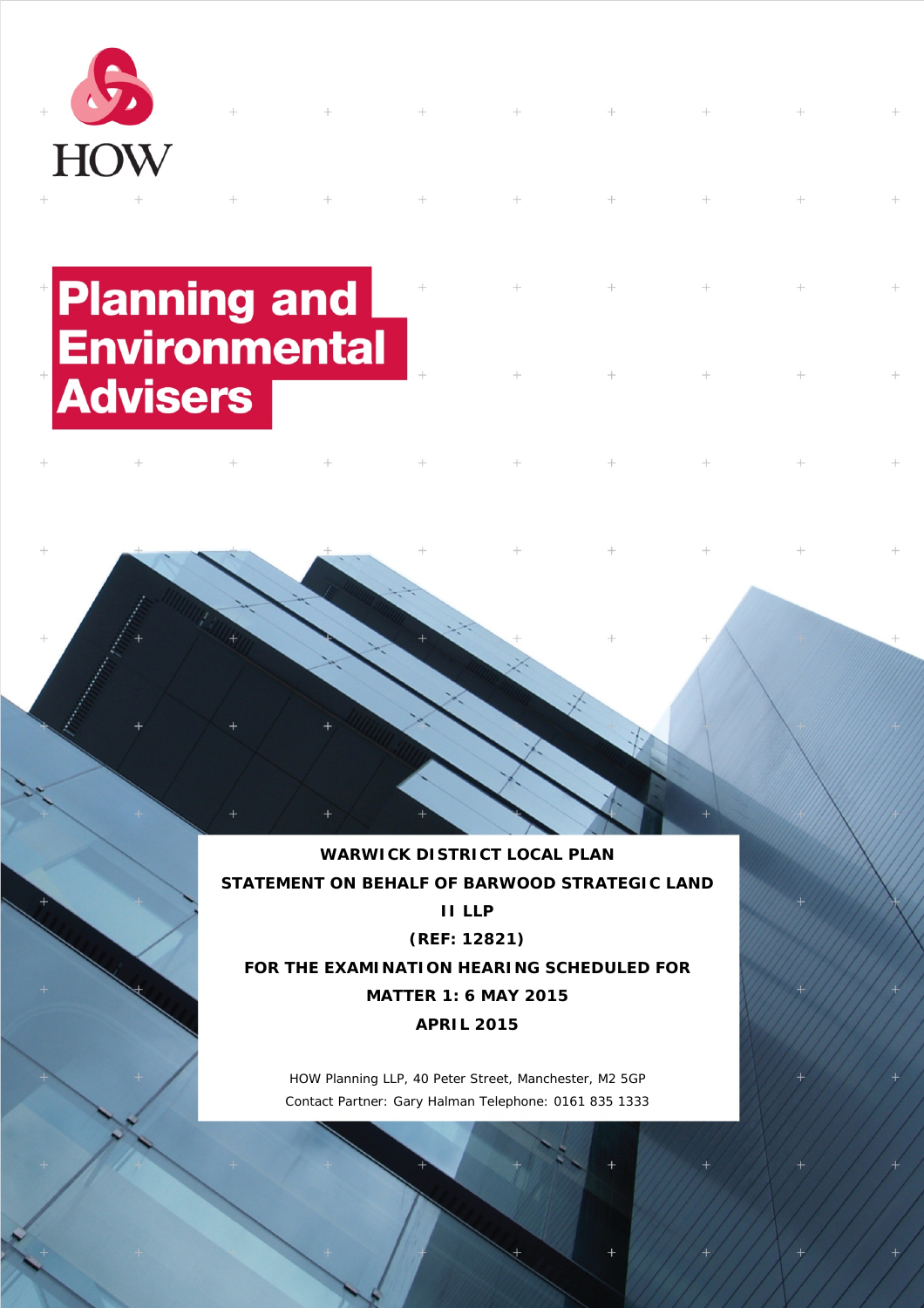HOW

# Planning and Environmental Advisers

**WARWICK DISTRICT LOCAL PLAN**

**STATEMENT ON BEHALF OF BARWOOD STRATEGIC LAND II LLP**

**(REF: 12821)**

**FOR THE EXAMINATION HEARING SCHEDULED FOR MATTER 1: 6 MAY 2015**

**APRIL 2015**

HOW Planning LLP, 40 Peter Street, Manchester, M2 5GP
Contact Partner: Gary Halman Telephone: 0161 835 1333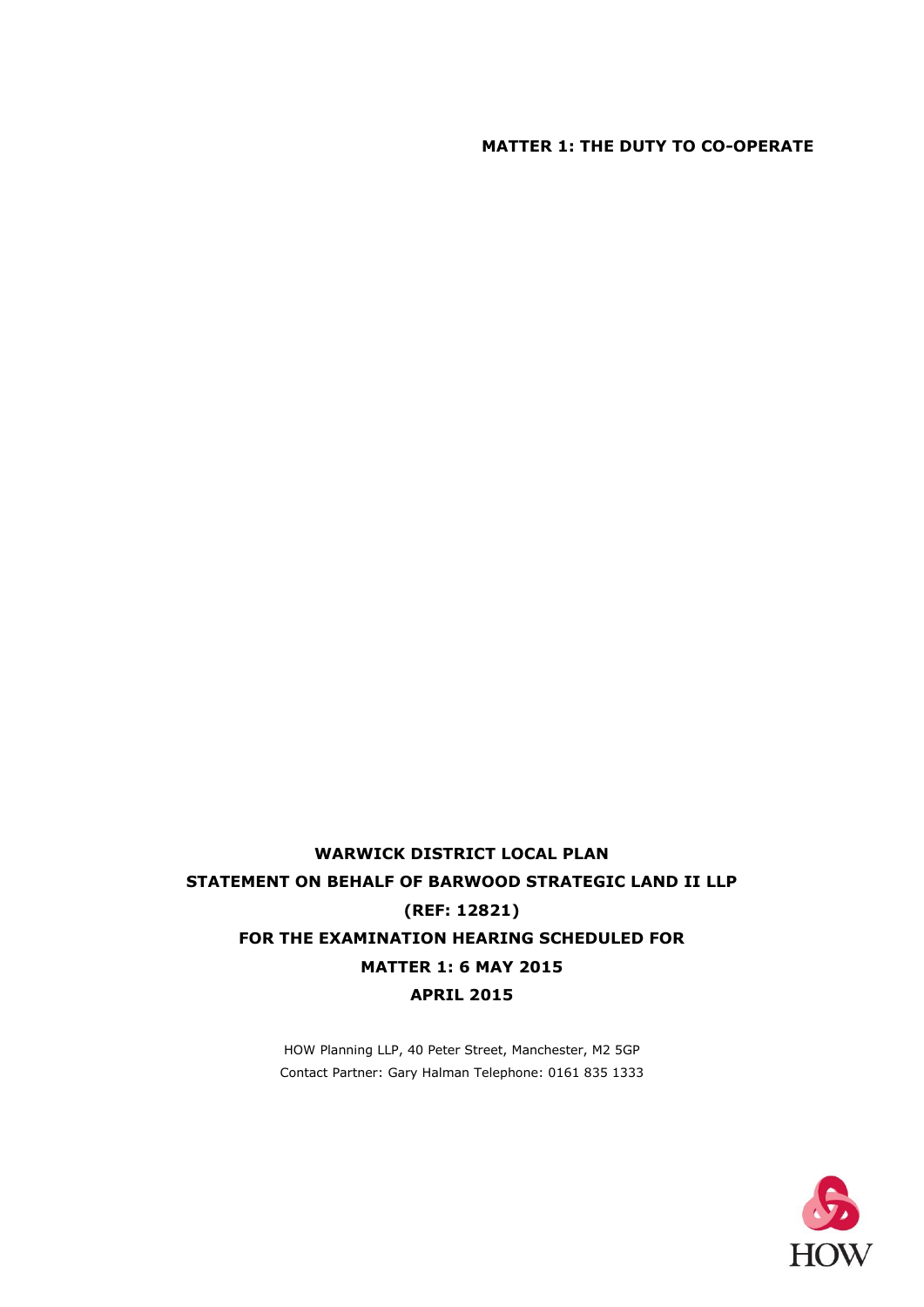**MATTER 1: THE DUTY TO CO-OPERATE**

**WARWICK DISTRICT LOCAL PLAN**

**STATEMENT ON BEHALF OF BARWOOD STRATEGIC LAND II LLP**

**(REF: 12821)**

**FOR THE EXAMINATION HEARING SCHEDULED FOR**

**MATTER 1: 6 MAY 2015**

**APRIL 2015**

HOW Planning LLP, 40 Peter Street, Manchester, M2 5GP

Contact Partner: Gary Halman Telephone: 0161 835 1333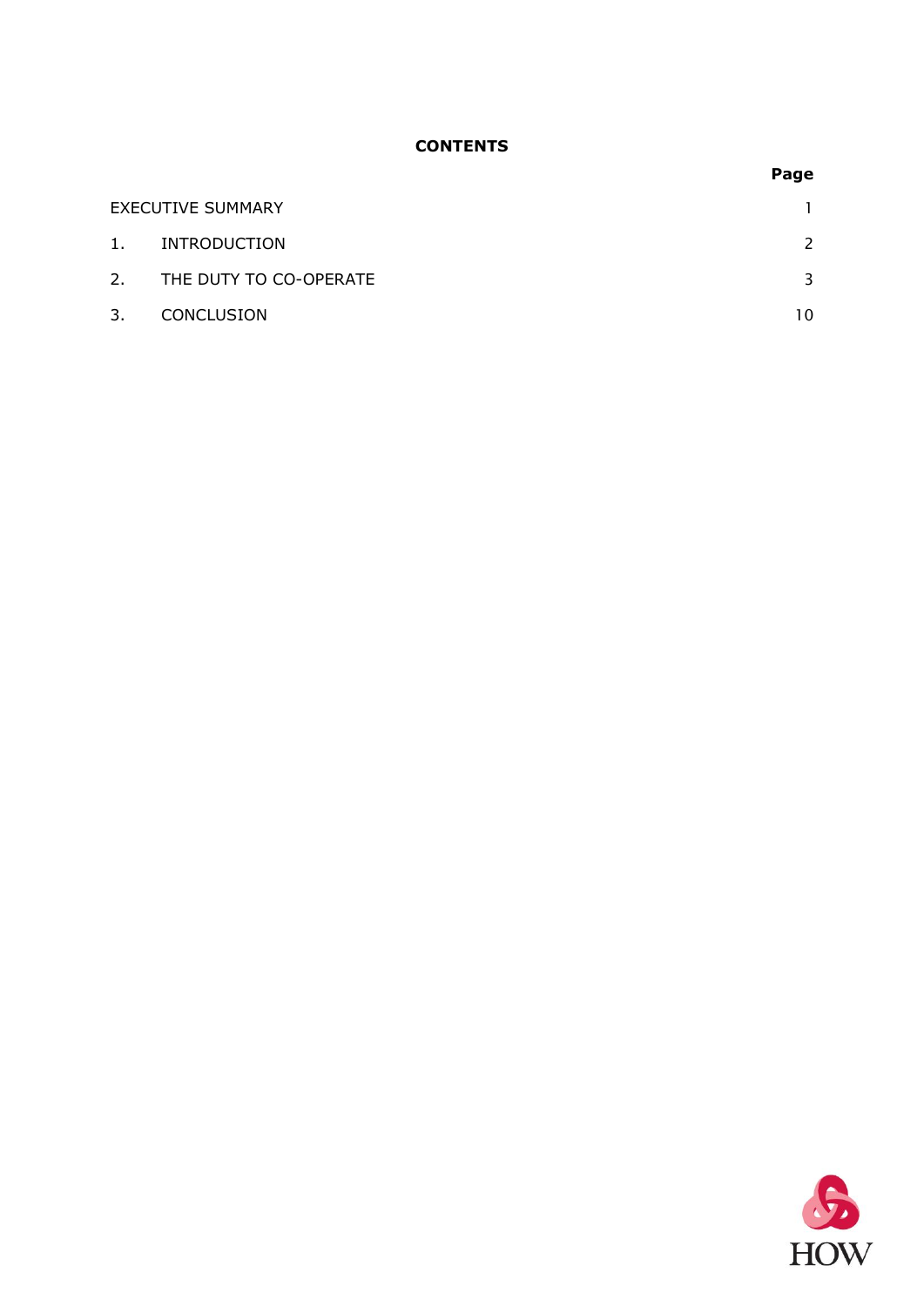**CONTENTS**

| | | Page |
|---|---|---|
| EXECUTIVE SUMMARY | | 1 |
| 1. | INTRODUCTION | 2 |
| 2. | THE DUTY TO CO-OPERATE | 3 |
| 3. | CONCLUSION | 10 |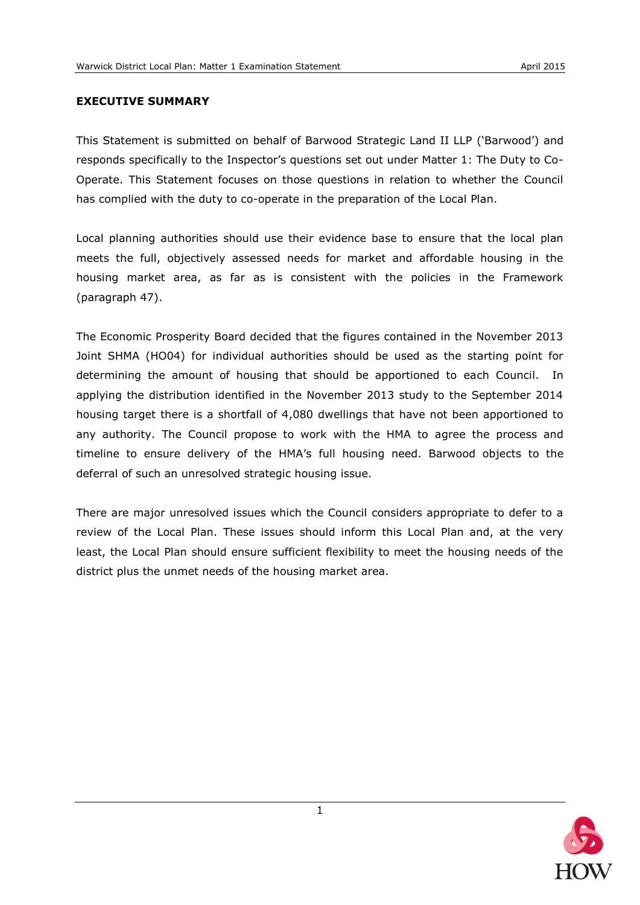## EXECUTIVE SUMMARY

This Statement is submitted on behalf of Barwood Strategic Land II LLP ('Barwood') and responds specifically to the Inspector's questions set out under Matter 1: The Duty to Co-Operate. This Statement focuses on those questions in relation to whether the Council has complied with the duty to co-operate in the preparation of the Local Plan.

Local planning authorities should use their evidence base to ensure that the local plan meets the full, objectively assessed needs for market and affordable housing in the housing market area, as far as is consistent with the policies in the Framework (paragraph 47).

The Economic Prosperity Board decided that the figures contained in the November 2013 Joint SHMA (HO04) for individual authorities should be used as the starting point for determining the amount of housing that should be apportioned to each Council. In applying the distribution identified in the November 2013 study to the September 2014 housing target there is a shortfall of 4,080 dwellings that have not been apportioned to any authority. The Council propose to work with the HMA to agree the process and timeline to ensure delivery of the HMA's full housing need. Barwood objects to the deferral of such an unresolved strategic housing issue.

There are major unresolved issues which the Council considers appropriate to defer to a review of the Local Plan. These issues should inform this Local Plan and, at the very least, the Local Plan should ensure sufficient flexibility to meet the housing needs of the district plus the unmet needs of the housing market area.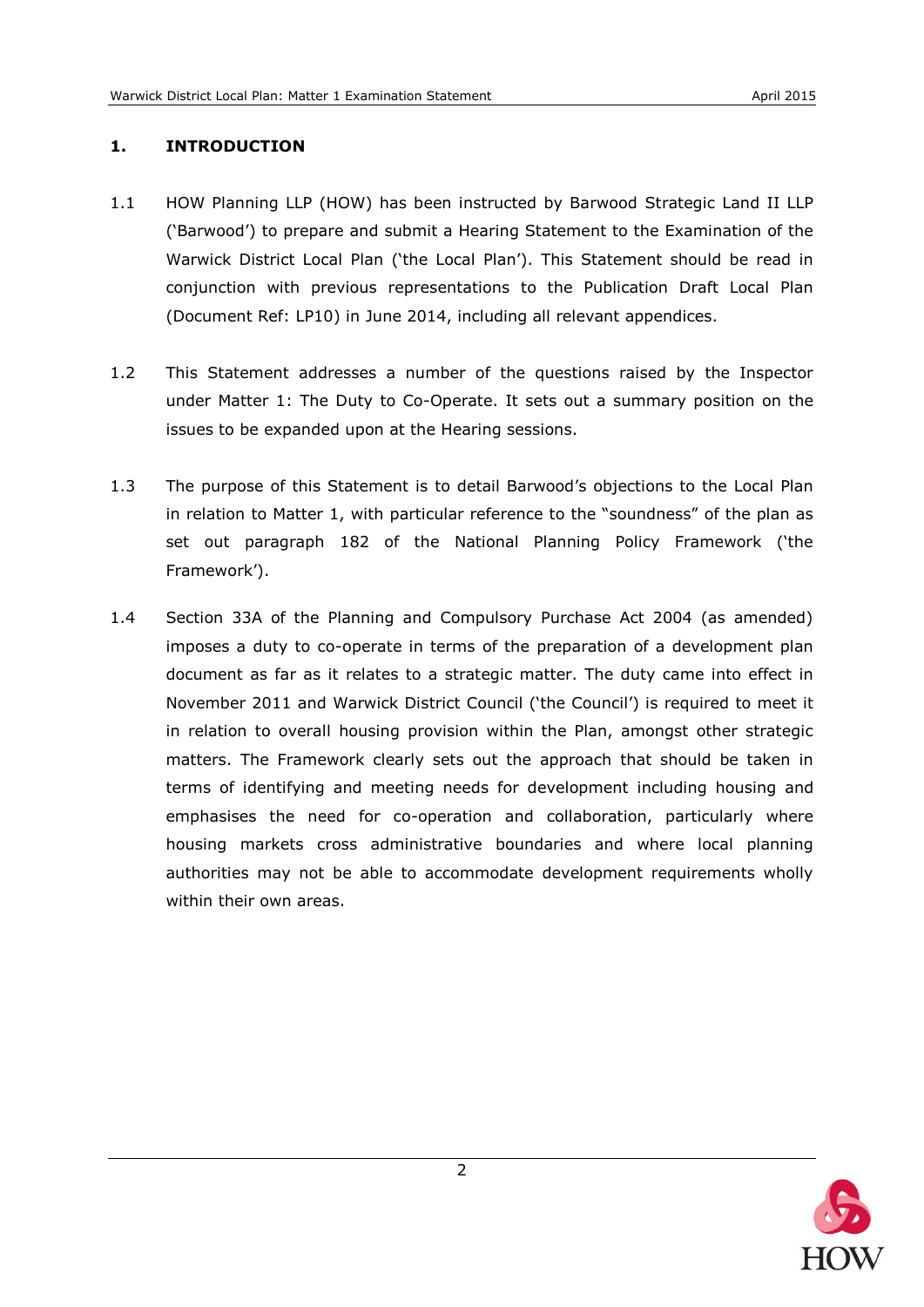## 1. INTRODUCTION

1.1 HOW Planning LLP (HOW) has been instructed by Barwood Strategic Land II LLP ('Barwood') to prepare and submit a Hearing Statement to the Examination of the Warwick District Local Plan ('the Local Plan'). This Statement should be read in conjunction with previous representations to the Publication Draft Local Plan (Document Ref: LP10) in June 2014, including all relevant appendices.

1.2 This Statement addresses a number of the questions raised by the Inspector under Matter 1: The Duty to Co-Operate. It sets out a summary position on the issues to be expanded upon at the Hearing sessions.

1.3 The purpose of this Statement is to detail Barwood's objections to the Local Plan in relation to Matter 1, with particular reference to the "soundness" of the plan as set out paragraph 182 of the National Planning Policy Framework ('the Framework').

1.4 Section 33A of the Planning and Compulsory Purchase Act 2004 (as amended) imposes a duty to co-operate in terms of the preparation of a development plan document as far as it relates to a strategic matter. The duty came into effect in November 2011 and Warwick District Council ('the Council') is required to meet it in relation to overall housing provision within the Plan, amongst other strategic matters. The Framework clearly sets out the approach that should be taken in terms of identifying and meeting needs for development including housing and emphasises the need for co-operation and collaboration, particularly where housing markets cross administrative boundaries and where local planning authorities may not be able to accommodate development requirements wholly within their own areas.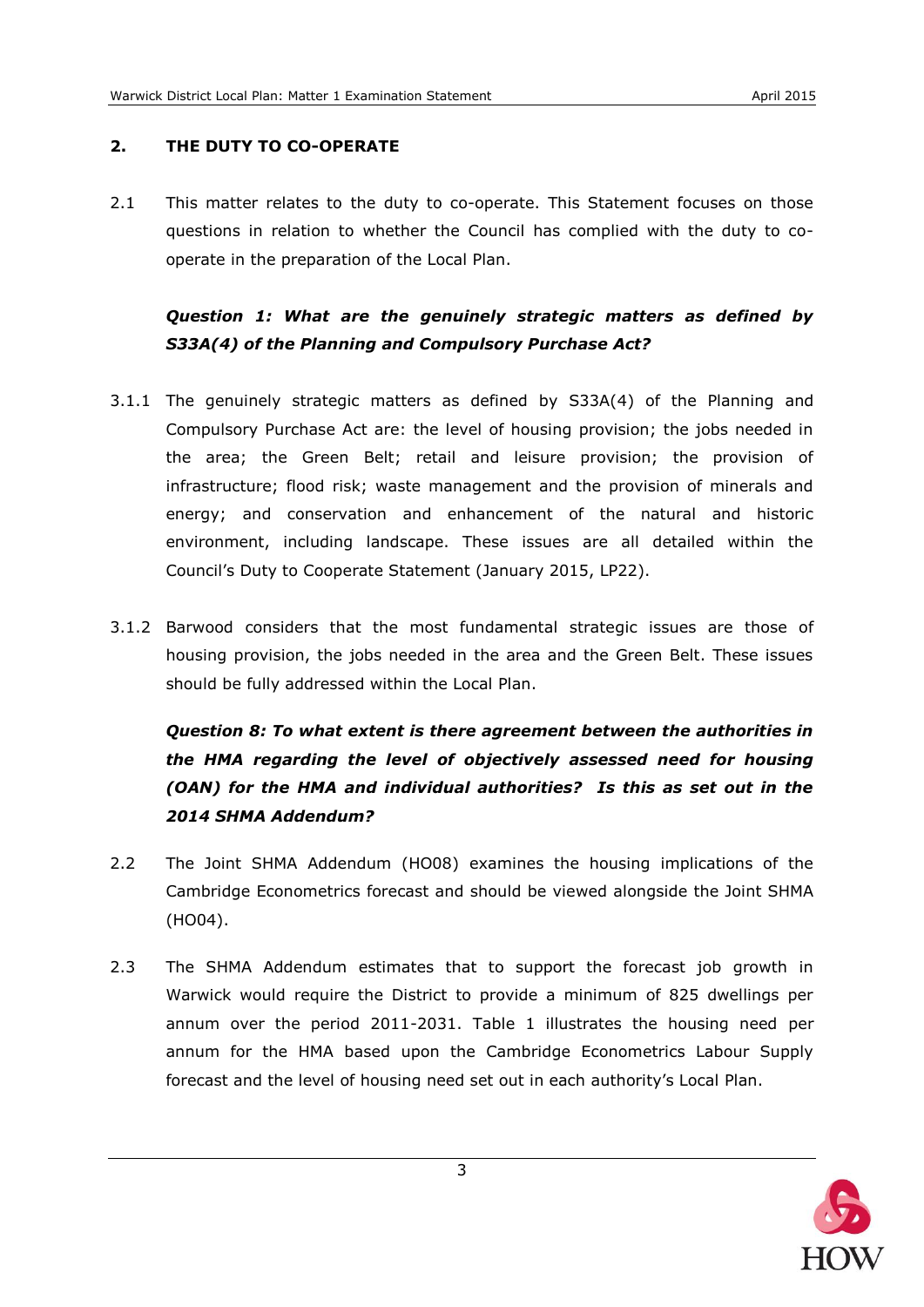## 2. THE DUTY TO CO-OPERATE

2.1 This matter relates to the duty to co-operate. This Statement focuses on those questions in relation to whether the Council has complied with the duty to co-operate in the preparation of the Local Plan.

***Question 1: What are the genuinely strategic matters as defined by S33A(4) of the Planning and Compulsory Purchase Act?***

3.1.1 The genuinely strategic matters as defined by S33A(4) of the Planning and Compulsory Purchase Act are: the level of housing provision; the jobs needed in the area; the Green Belt; retail and leisure provision; the provision of infrastructure; flood risk; waste management and the provision of minerals and energy; and conservation and enhancement of the natural and historic environment, including landscape. These issues are all detailed within the Council's Duty to Cooperate Statement (January 2015, LP22).

3.1.2 Barwood considers that the most fundamental strategic issues are those of housing provision, the jobs needed in the area and the Green Belt. These issues should be fully addressed within the Local Plan.

***Question 8: To what extent is there agreement between the authorities in the HMA regarding the level of objectively assessed need for housing (OAN) for the HMA and individual authorities? Is this as set out in the 2014 SHMA Addendum?***

2.2 The Joint SHMA Addendum (HO08) examines the housing implications of the Cambridge Econometrics forecast and should be viewed alongside the Joint SHMA (HO04).

2.3 The SHMA Addendum estimates that to support the forecast job growth in Warwick would require the District to provide a minimum of 825 dwellings per annum over the period 2011-2031. Table 1 illustrates the housing need per annum for the HMA based upon the Cambridge Econometrics Labour Supply forecast and the level of housing need set out in each authority's Local Plan.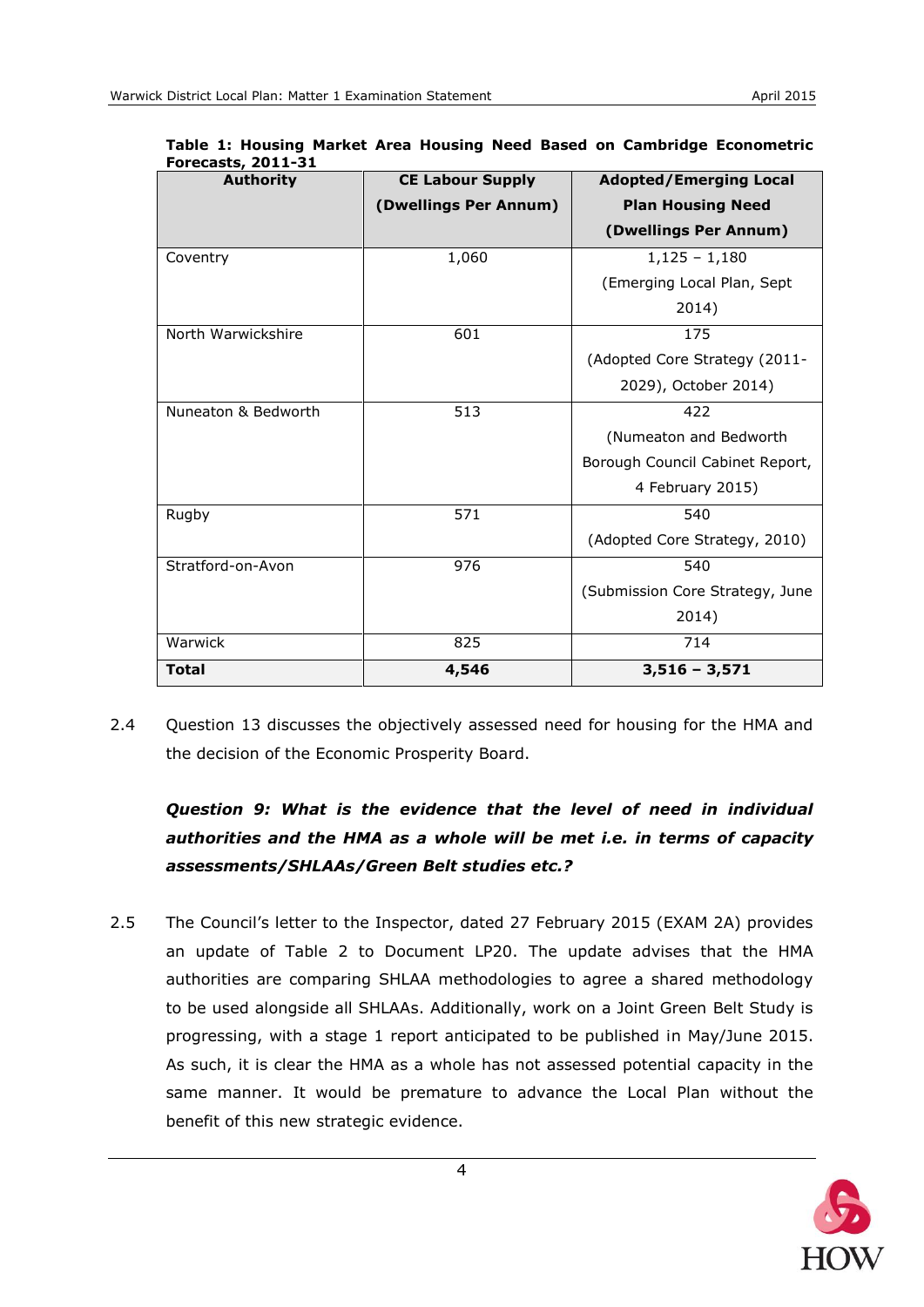**Table 1: Housing Market Area Housing Need Based on Cambridge Econometric Forecasts, 2011-31**

| Authority | CE Labour Supply (Dwellings Per Annum) | Adopted/Emerging Local Plan Housing Need (Dwellings Per Annum) |
|---|---|---|
| Coventry | 1,060 | 1,125 – 1,180 (Emerging Local Plan, Sept 2014) |
| North Warwickshire | 601 | 175 (Adopted Core Strategy (2011-2029), October 2014) |
| Nuneaton & Bedworth | 513 | 422 (Numeaton and Bedworth Borough Council Cabinet Report, 4 February 2015) |
| Rugby | 571 | 540 (Adopted Core Strategy, 2010) |
| Stratford-on-Avon | 976 | 540 (Submission Core Strategy, June 2014) |
| Warwick | 825 | 714 |
| **Total** | **4,546** | **3,516 – 3,571** |

2.4 Question 13 discusses the objectively assessed need for housing for the HMA and the decision of the Economic Prosperity Board.

***Question 9: What is the evidence that the level of need in individual authorities and the HMA as a whole will be met i.e. in terms of capacity assessments/SHLAAs/Green Belt studies etc.?***

2.5 The Council's letter to the Inspector, dated 27 February 2015 (EXAM 2A) provides an update of Table 2 to Document LP20. The update advises that the HMA authorities are comparing SHLAA methodologies to agree a shared methodology to be used alongside all SHLAAs. Additionally, work on a Joint Green Belt Study is progressing, with a stage 1 report anticipated to be published in May/June 2015. As such, it is clear the HMA as a whole has not assessed potential capacity in the same manner. It would be premature to advance the Local Plan without the benefit of this new strategic evidence.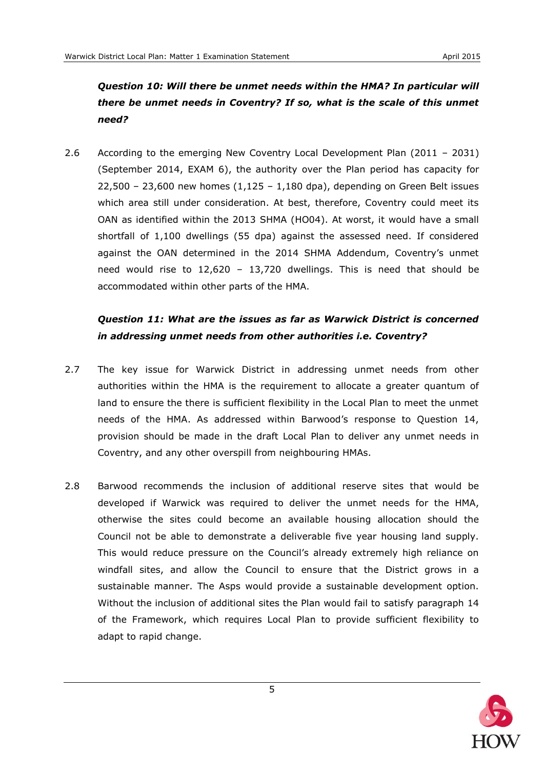***Question 10: Will there be unmet needs within the HMA? In particular will there be unmet needs in Coventry? If so, what is the scale of this unmet need?***

2.6 According to the emerging New Coventry Local Development Plan (2011 – 2031) (September 2014, EXAM 6), the authority over the Plan period has capacity for 22,500 – 23,600 new homes (1,125 – 1,180 dpa), depending on Green Belt issues which area still under consideration. At best, therefore, Coventry could meet its OAN as identified within the 2013 SHMA (HO04). At worst, it would have a small shortfall of 1,100 dwellings (55 dpa) against the assessed need. If considered against the OAN determined in the 2014 SHMA Addendum, Coventry's unmet need would rise to 12,620 – 13,720 dwellings. This is need that should be accommodated within other parts of the HMA.

***Question 11: What are the issues as far as Warwick District is concerned in addressing unmet needs from other authorities i.e. Coventry?***

2.7 The key issue for Warwick District in addressing unmet needs from other authorities within the HMA is the requirement to allocate a greater quantum of land to ensure the there is sufficient flexibility in the Local Plan to meet the unmet needs of the HMA. As addressed within Barwood's response to Question 14, provision should be made in the draft Local Plan to deliver any unmet needs in Coventry, and any other overspill from neighbouring HMAs.

2.8 Barwood recommends the inclusion of additional reserve sites that would be developed if Warwick was required to deliver the unmet needs for the HMA, otherwise the sites could become an available housing allocation should the Council not be able to demonstrate a deliverable five year housing land supply. This would reduce pressure on the Council's already extremely high reliance on windfall sites, and allow the Council to ensure that the District grows in a sustainable manner. The Asps would provide a sustainable development option. Without the inclusion of additional sites the Plan would fail to satisfy paragraph 14 of the Framework, which requires Local Plan to provide sufficient flexibility to adapt to rapid change.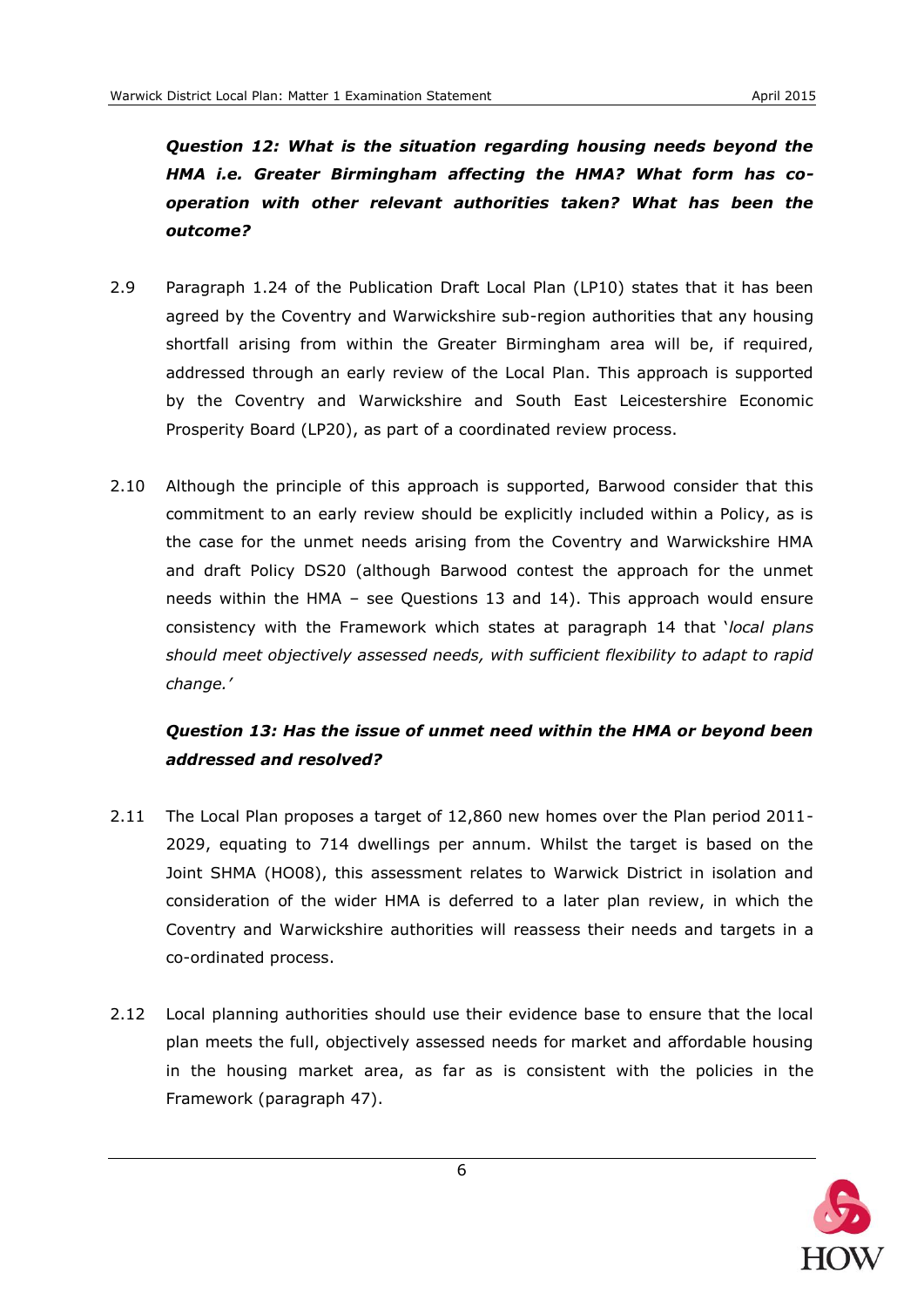***Question 12: What is the situation regarding housing needs beyond the HMA i.e. Greater Birmingham affecting the HMA? What form has co-operation with other relevant authorities taken? What has been the outcome?***

2.9 Paragraph 1.24 of the Publication Draft Local Plan (LP10) states that it has been agreed by the Coventry and Warwickshire sub-region authorities that any housing shortfall arising from within the Greater Birmingham area will be, if required, addressed through an early review of the Local Plan. This approach is supported by the Coventry and Warwickshire and South East Leicestershire Economic Prosperity Board (LP20), as part of a coordinated review process.

2.10 Although the principle of this approach is supported, Barwood consider that this commitment to an early review should be explicitly included within a Policy, as is the case for the unmet needs arising from the Coventry and Warwickshire HMA and draft Policy DS20 (although Barwood contest the approach for the unmet needs within the HMA – see Questions 13 and 14). This approach would ensure consistency with the Framework which states at paragraph 14 that '*local plans should meet objectively assessed needs, with sufficient flexibility to adapt to rapid change.'*

***Question 13: Has the issue of unmet need within the HMA or beyond been addressed and resolved?***

2.11 The Local Plan proposes a target of 12,860 new homes over the Plan period 2011-2029, equating to 714 dwellings per annum. Whilst the target is based on the Joint SHMA (HO08), this assessment relates to Warwick District in isolation and consideration of the wider HMA is deferred to a later plan review, in which the Coventry and Warwickshire authorities will reassess their needs and targets in a co-ordinated process.

2.12 Local planning authorities should use their evidence base to ensure that the local plan meets the full, objectively assessed needs for market and affordable housing in the housing market area, as far as is consistent with the policies in the Framework (paragraph 47).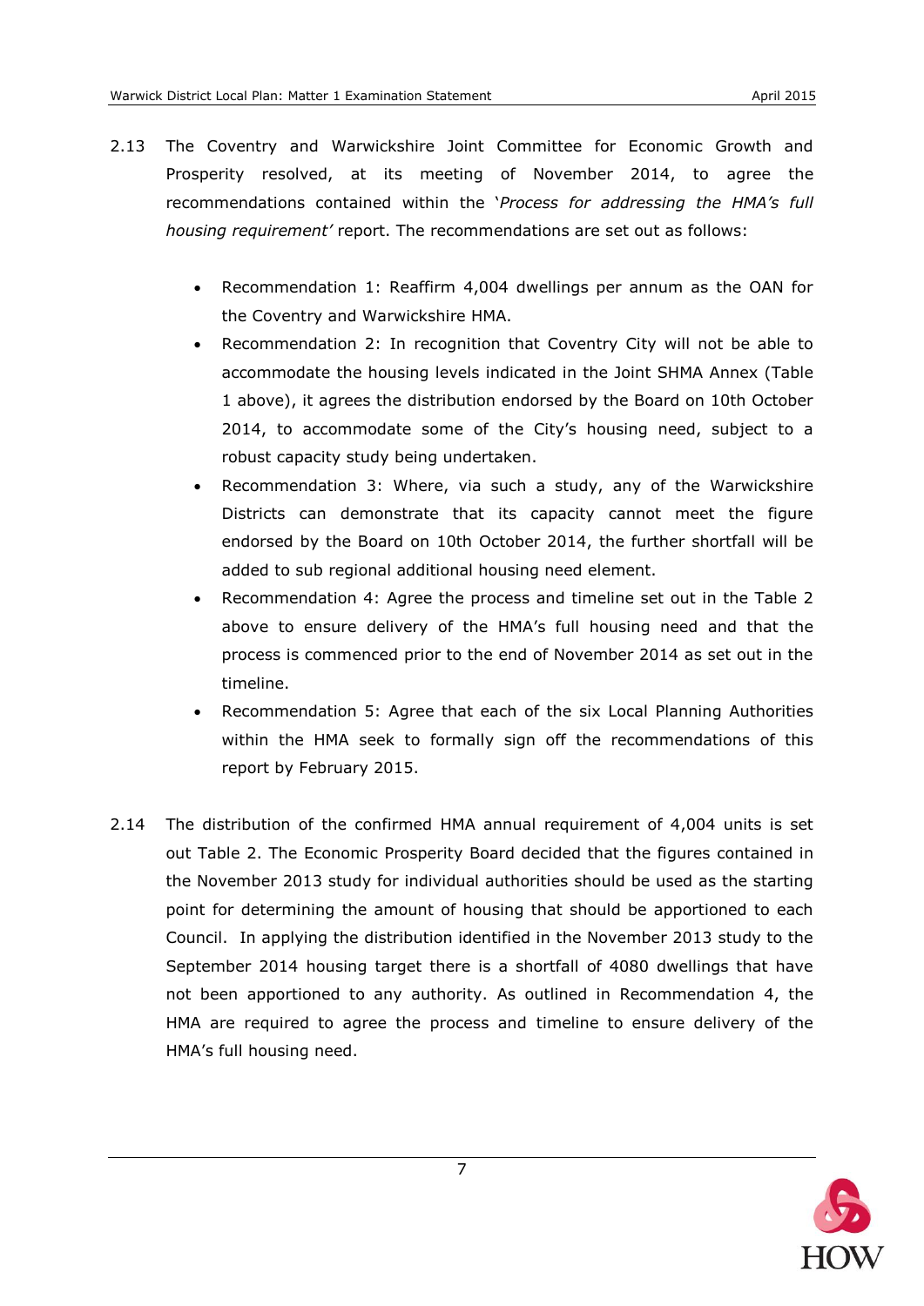2.13 The Coventry and Warwickshire Joint Committee for Economic Growth and Prosperity resolved, at its meeting of November 2014, to agree the recommendations contained within the '*Process for addressing the HMA's full housing requirement'* report. The recommendations are set out as follows:

- Recommendation 1: Reaffirm 4,004 dwellings per annum as the OAN for the Coventry and Warwickshire HMA.
- Recommendation 2: In recognition that Coventry City will not be able to accommodate the housing levels indicated in the Joint SHMA Annex (Table 1 above), it agrees the distribution endorsed by the Board on 10th October 2014, to accommodate some of the City's housing need, subject to a robust capacity study being undertaken.
- Recommendation 3: Where, via such a study, any of the Warwickshire Districts can demonstrate that its capacity cannot meet the figure endorsed by the Board on 10th October 2014, the further shortfall will be added to sub regional additional housing need element.
- Recommendation 4: Agree the process and timeline set out in the Table 2 above to ensure delivery of the HMA's full housing need and that the process is commenced prior to the end of November 2014 as set out in the timeline.
- Recommendation 5: Agree that each of the six Local Planning Authorities within the HMA seek to formally sign off the recommendations of this report by February 2015.

2.14 The distribution of the confirmed HMA annual requirement of 4,004 units is set out Table 2. The Economic Prosperity Board decided that the figures contained in the November 2013 study for individual authorities should be used as the starting point for determining the amount of housing that should be apportioned to each Council. In applying the distribution identified in the November 2013 study to the September 2014 housing target there is a shortfall of 4080 dwellings that have not been apportioned to any authority. As outlined in Recommendation 4, the HMA are required to agree the process and timeline to ensure delivery of the HMA's full housing need.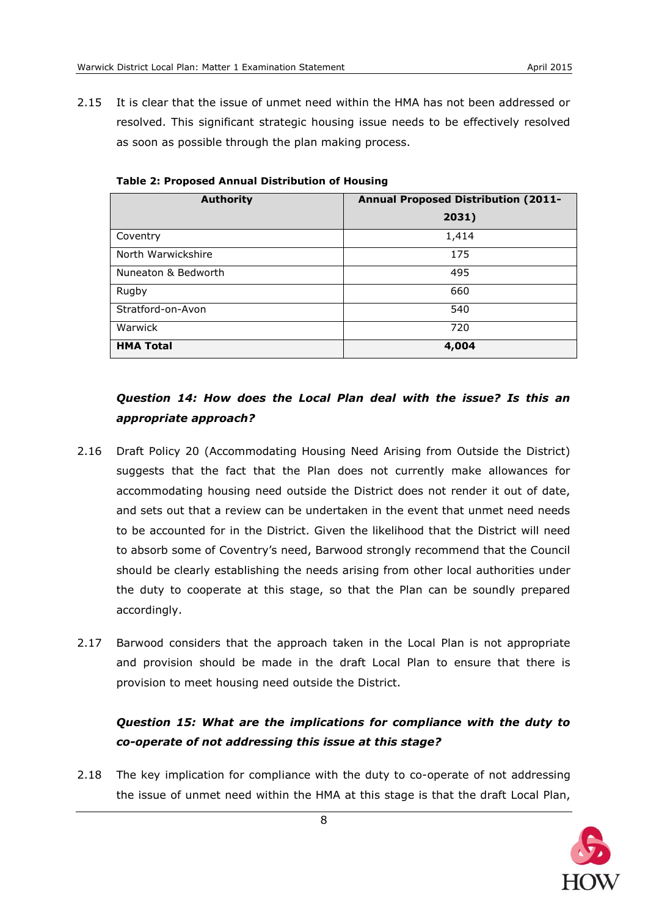2.15 It is clear that the issue of unmet need within the HMA has not been addressed or resolved. This significant strategic housing issue needs to be effectively resolved as soon as possible through the plan making process.

**Table 2: Proposed Annual Distribution of Housing**

| Authority | Annual Proposed Distribution (2011-2031) |
|---|---|
| Coventry | 1,414 |
| North Warwickshire | 175 |
| Nuneaton & Bedworth | 495 |
| Rugby | 660 |
| Stratford-on-Avon | 540 |
| Warwick | 720 |
| **HMA Total** | **4,004** |

***Question 14: How does the Local Plan deal with the issue? Is this an appropriate approach?***

2.16 Draft Policy 20 (Accommodating Housing Need Arising from Outside the District) suggests that the fact that the Plan does not currently make allowances for accommodating housing need outside the District does not render it out of date, and sets out that a review can be undertaken in the event that unmet need needs to be accounted for in the District. Given the likelihood that the District will need to absorb some of Coventry's need, Barwood strongly recommend that the Council should be clearly establishing the needs arising from other local authorities under the duty to cooperate at this stage, so that the Plan can be soundly prepared accordingly.

2.17 Barwood considers that the approach taken in the Local Plan is not appropriate and provision should be made in the draft Local Plan to ensure that there is provision to meet housing need outside the District.

***Question 15: What are the implications for compliance with the duty to co-operate of not addressing this issue at this stage?***

2.18 The key implication for compliance with the duty to co-operate of not addressing the issue of unmet need within the HMA at this stage is that the draft Local Plan,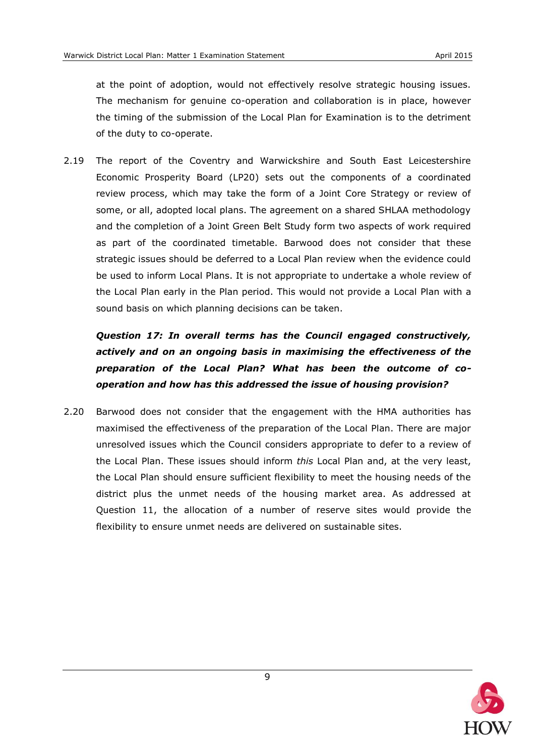at the point of adoption, would not effectively resolve strategic housing issues. The mechanism for genuine co-operation and collaboration is in place, however the timing of the submission of the Local Plan for Examination is to the detriment of the duty to co-operate.

2.19 The report of the Coventry and Warwickshire and South East Leicestershire Economic Prosperity Board (LP20) sets out the components of a coordinated review process, which may take the form of a Joint Core Strategy or review of some, or all, adopted local plans. The agreement on a shared SHLAA methodology and the completion of a Joint Green Belt Study form two aspects of work required as part of the coordinated timetable. Barwood does not consider that these strategic issues should be deferred to a Local Plan review when the evidence could be used to inform Local Plans. It is not appropriate to undertake a whole review of the Local Plan early in the Plan period. This would not provide a Local Plan with a sound basis on which planning decisions can be taken.

***Question 17: In overall terms has the Council engaged constructively, actively and on an ongoing basis in maximising the effectiveness of the preparation of the Local Plan? What has been the outcome of co-operation and how has this addressed the issue of housing provision?***

2.20 Barwood does not consider that the engagement with the HMA authorities has maximised the effectiveness of the preparation of the Local Plan. There are major unresolved issues which the Council considers appropriate to defer to a review of the Local Plan. These issues should inform *this* Local Plan and, at the very least, the Local Plan should ensure sufficient flexibility to meet the housing needs of the district plus the unmet needs of the housing market area. As addressed at Question 11, the allocation of a number of reserve sites would provide the flexibility to ensure unmet needs are delivered on sustainable sites.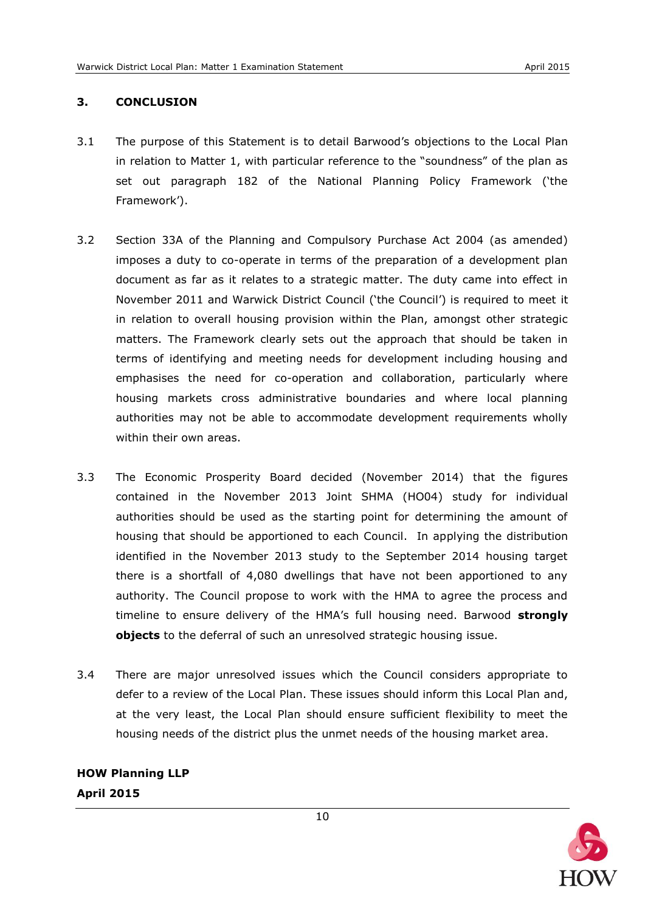## 3. CONCLUSION

3.1 The purpose of this Statement is to detail Barwood's objections to the Local Plan in relation to Matter 1, with particular reference to the "soundness" of the plan as set out paragraph 182 of the National Planning Policy Framework ('the Framework').

3.2 Section 33A of the Planning and Compulsory Purchase Act 2004 (as amended) imposes a duty to co-operate in terms of the preparation of a development plan document as far as it relates to a strategic matter. The duty came into effect in November 2011 and Warwick District Council ('the Council') is required to meet it in relation to overall housing provision within the Plan, amongst other strategic matters. The Framework clearly sets out the approach that should be taken in terms of identifying and meeting needs for development including housing and emphasises the need for co-operation and collaboration, particularly where housing markets cross administrative boundaries and where local planning authorities may not be able to accommodate development requirements wholly within their own areas.

3.3 The Economic Prosperity Board decided (November 2014) that the figures contained in the November 2013 Joint SHMA (HO04) study for individual authorities should be used as the starting point for determining the amount of housing that should be apportioned to each Council. In applying the distribution identified in the November 2013 study to the September 2014 housing target there is a shortfall of 4,080 dwellings that have not been apportioned to any authority. The Council propose to work with the HMA to agree the process and timeline to ensure delivery of the HMA's full housing need. Barwood **strongly objects** to the deferral of such an unresolved strategic housing issue.

3.4 There are major unresolved issues which the Council considers appropriate to defer to a review of the Local Plan. These issues should inform this Local Plan and, at the very least, the Local Plan should ensure sufficient flexibility to meet the housing needs of the district plus the unmet needs of the housing market area.

**HOW Planning LLP**
**April 2015**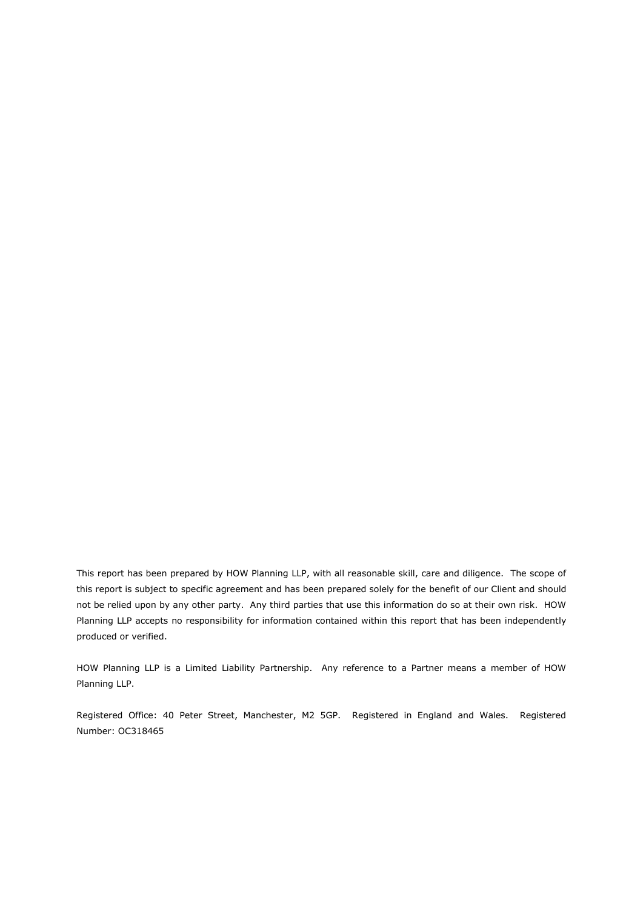This report has been prepared by HOW Planning LLP, with all reasonable skill, care and diligence. The scope of this report is subject to specific agreement and has been prepared solely for the benefit of our Client and should not be relied upon by any other party. Any third parties that use this information do so at their own risk. HOW Planning LLP accepts no responsibility for information contained within this report that has been independently produced or verified.

HOW Planning LLP is a Limited Liability Partnership. Any reference to a Partner means a member of HOW Planning LLP.

Registered Office: 40 Peter Street, Manchester, M2 5GP. Registered in England and Wales. Registered Number: OC318465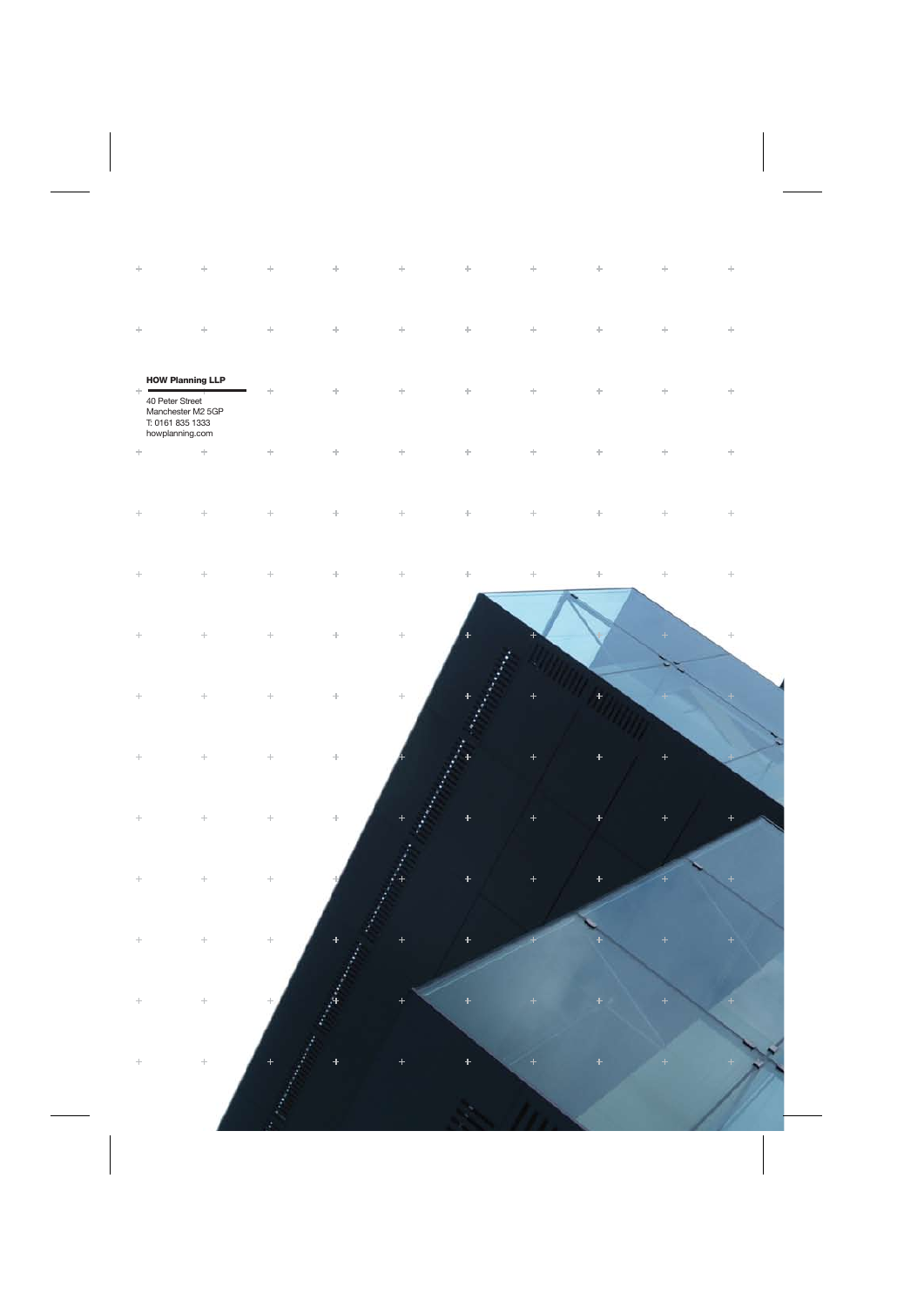**HOW Planning LLP**

40 Peter Street
Manchester M2 5GP
T: 0161 835 1333
howplanning.com